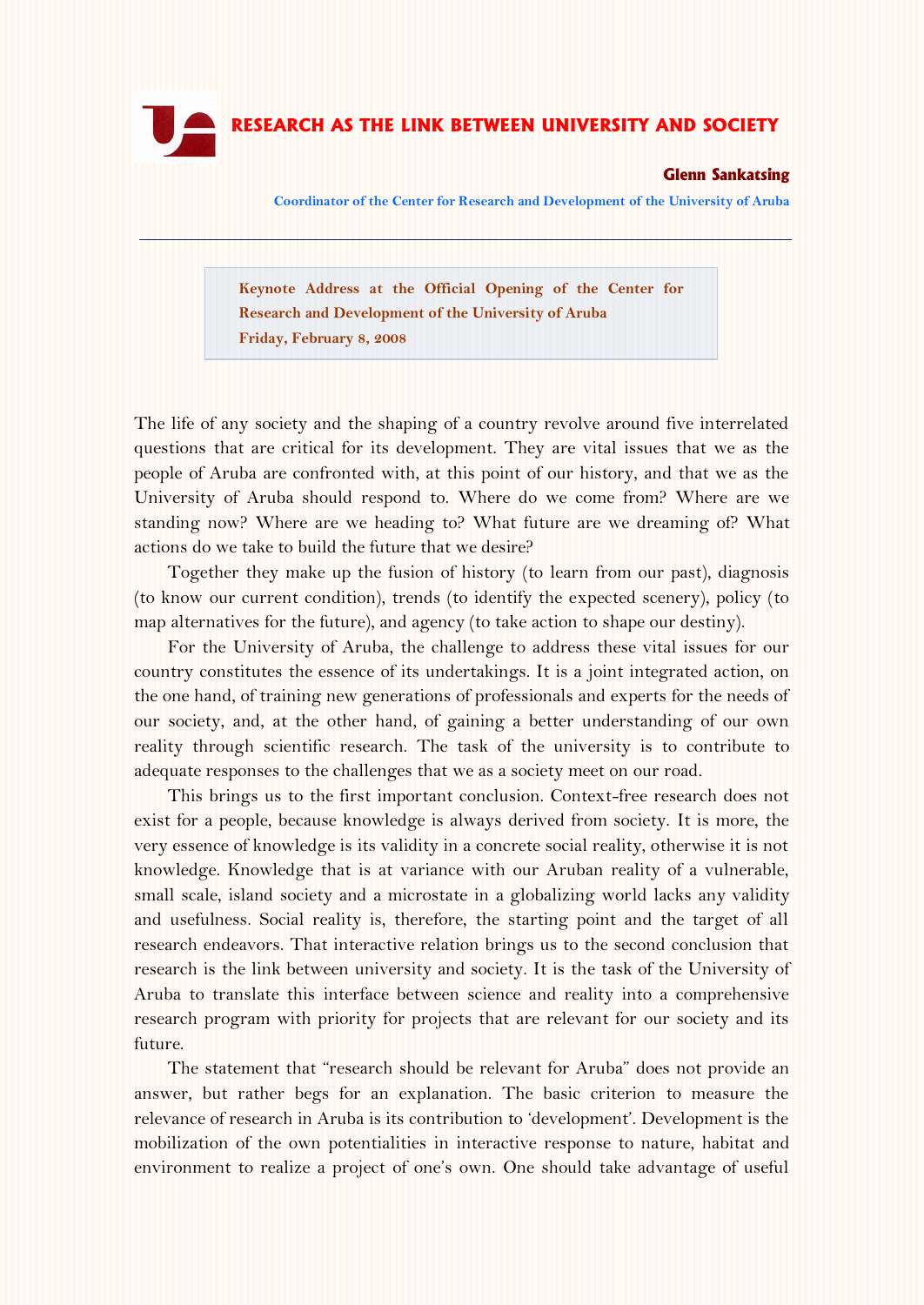# RESEARCH AS THE LINK BETWEEN UNIVERSITY AND SOCIETY

**Glenn Sankatsing**

**Coordinator of the Center for Research and Development of the University of Aruba**

---

**Keynote Address at the Official Opening of the Center for Research and Development of the University of Aruba**
**Friday, February 8, 2008**

The life of any society and the shaping of a country revolve around five interrelated questions that are critical for its development. They are vital issues that we as the people of Aruba are confronted with, at this point of our history, and that we as the University of Aruba should respond to. Where do we come from? Where are we standing now? Where are we heading to? What future are we dreaming of? What actions do we take to build the future that we desire?

Together they make up the fusion of history (to learn from our past), diagnosis (to know our current condition), trends (to identify the expected scenery), policy (to map alternatives for the future), and agency (to take action to shape our destiny).

For the University of Aruba, the challenge to address these vital issues for our country constitutes the essence of its undertakings. It is a joint integrated action, on the one hand, of training new generations of professionals and experts for the needs of our society, and, at the other hand, of gaining a better understanding of our own reality through scientific research. The task of the university is to contribute to adequate responses to the challenges that we as a society meet on our road.

This brings us to the first important conclusion. Context-free research does not exist for a people, because knowledge is always derived from society. It is more, the very essence of knowledge is its validity in a concrete social reality, otherwise it is not knowledge. Knowledge that is at variance with our Aruban reality of a vulnerable, small scale, island society and a microstate in a globalizing world lacks any validity and usefulness. Social reality is, therefore, the starting point and the target of all research endeavors. That interactive relation brings us to the second conclusion that research is the link between university and society. It is the task of the University of Aruba to translate this interface between science and reality into a comprehensive research program with priority for projects that are relevant for our society and its future.

The statement that "research should be relevant for Aruba" does not provide an answer, but rather begs for an explanation. The basic criterion to measure the relevance of research in Aruba is its contribution to 'development'. Development is the mobilization of the own potentialities in interactive response to nature, habitat and environment to realize a project of one's own. One should take advantage of useful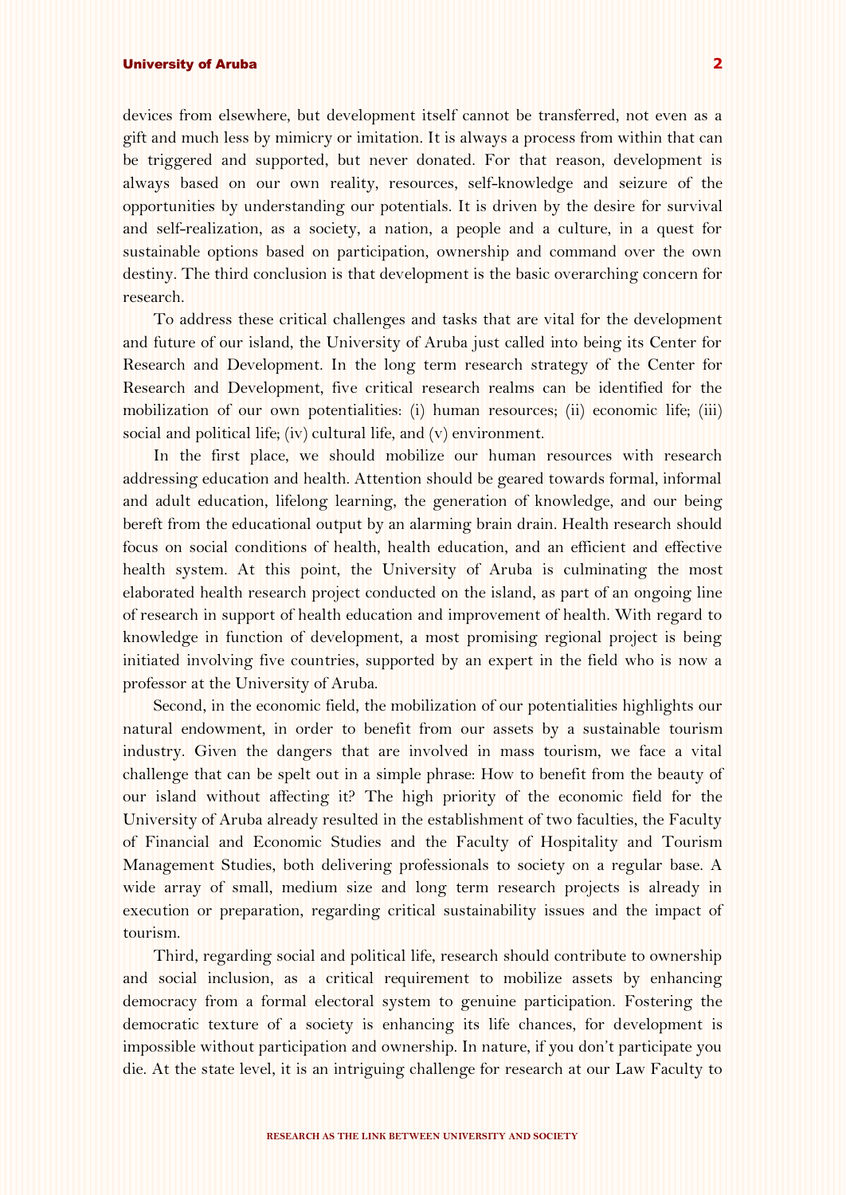devices from elsewhere, but development itself cannot be transferred, not even as a gift and much less by mimicry or imitation. It is always a process from within that can be triggered and supported, but never donated. For that reason, development is always based on our own reality, resources, self-knowledge and seizure of the opportunities by understanding our potentials. It is driven by the desire for survival and self-realization, as a society, a nation, a people and a culture, in a quest for sustainable options based on participation, ownership and command over the own destiny. The third conclusion is that development is the basic overarching concern for research.

To address these critical challenges and tasks that are vital for the development and future of our island, the University of Aruba just called into being its Center for Research and Development. In the long term research strategy of the Center for Research and Development, five critical research realms can be identified for the mobilization of our own potentialities: (i) human resources; (ii) economic life; (iii) social and political life; (iv) cultural life, and (v) environment.

In the first place, we should mobilize our human resources with research addressing education and health. Attention should be geared towards formal, informal and adult education, lifelong learning, the generation of knowledge, and our being bereft from the educational output by an alarming brain drain. Health research should focus on social conditions of health, health education, and an efficient and effective health system. At this point, the University of Aruba is culminating the most elaborated health research project conducted on the island, as part of an ongoing line of research in support of health education and improvement of health. With regard to knowledge in function of development, a most promising regional project is being initiated involving five countries, supported by an expert in the field who is now a professor at the University of Aruba.

Second, in the economic field, the mobilization of our potentialities highlights our natural endowment, in order to benefit from our assets by a sustainable tourism industry. Given the dangers that are involved in mass tourism, we face a vital challenge that can be spelt out in a simple phrase: How to benefit from the beauty of our island without affecting it? The high priority of the economic field for the University of Aruba already resulted in the establishment of two faculties, the Faculty of Financial and Economic Studies and the Faculty of Hospitality and Tourism Management Studies, both delivering professionals to society on a regular base. A wide array of small, medium size and long term research projects is already in execution or preparation, regarding critical sustainability issues and the impact of tourism.

Third, regarding social and political life, research should contribute to ownership and social inclusion, as a critical requirement to mobilize assets by enhancing democracy from a formal electoral system to genuine participation. Fostering the democratic texture of a society is enhancing its life chances, for development is impossible without participation and ownership. In nature, if you don't participate you die. At the state level, it is an intriguing challenge for research at our Law Faculty to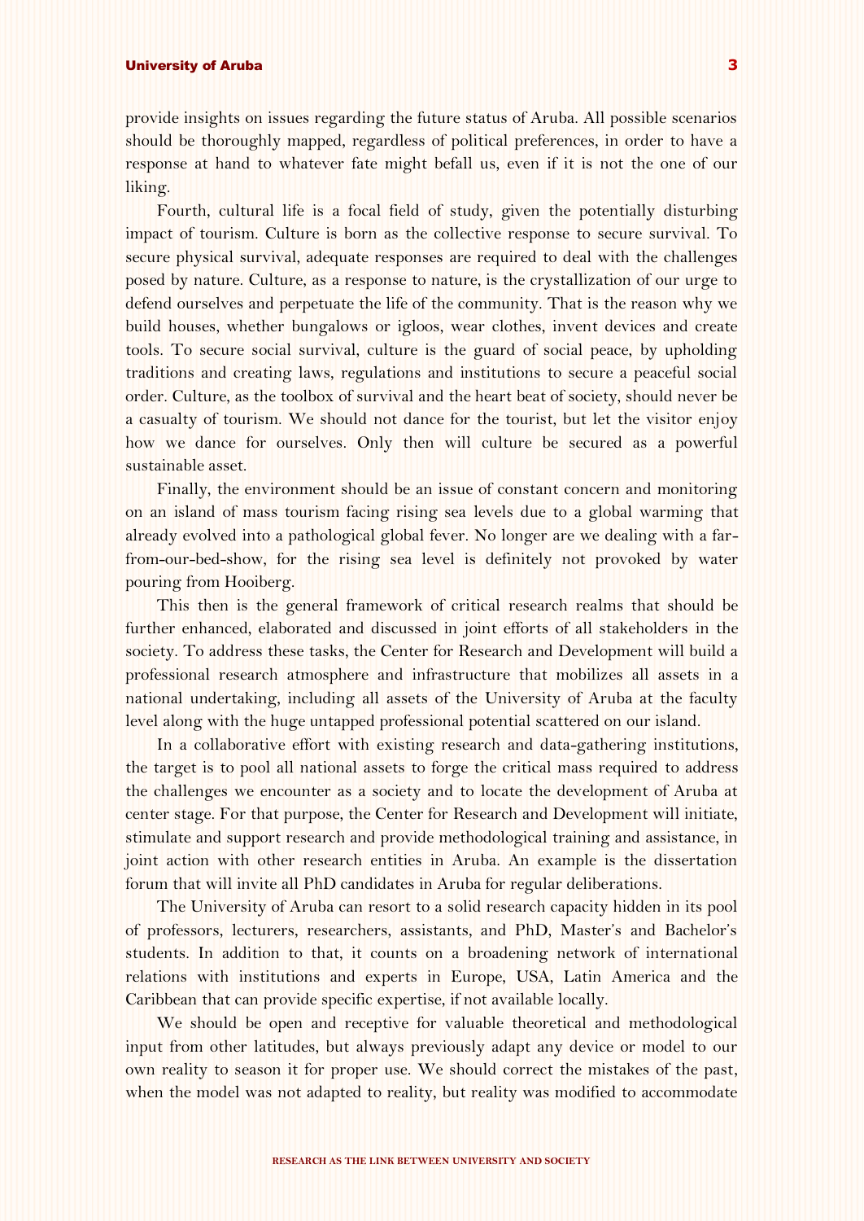provide insights on issues regarding the future status of Aruba. All possible scenarios should be thoroughly mapped, regardless of political preferences, in order to have a response at hand to whatever fate might befall us, even if it is not the one of our liking.

Fourth, cultural life is a focal field of study, given the potentially disturbing impact of tourism. Culture is born as the collective response to secure survival. To secure physical survival, adequate responses are required to deal with the challenges posed by nature. Culture, as a response to nature, is the crystallization of our urge to defend ourselves and perpetuate the life of the community. That is the reason why we build houses, whether bungalows or igloos, wear clothes, invent devices and create tools. To secure social survival, culture is the guard of social peace, by upholding traditions and creating laws, regulations and institutions to secure a peaceful social order. Culture, as the toolbox of survival and the heart beat of society, should never be a casualty of tourism. We should not dance for the tourist, but let the visitor enjoy how we dance for ourselves. Only then will culture be secured as a powerful sustainable asset.

Finally, the environment should be an issue of constant concern and monitoring on an island of mass tourism facing rising sea levels due to a global warming that already evolved into a pathological global fever. No longer are we dealing with a far-from-our-bed-show, for the rising sea level is definitely not provoked by water pouring from Hooiberg.

This then is the general framework of critical research realms that should be further enhanced, elaborated and discussed in joint efforts of all stakeholders in the society. To address these tasks, the Center for Research and Development will build a professional research atmosphere and infrastructure that mobilizes all assets in a national undertaking, including all assets of the University of Aruba at the faculty level along with the huge untapped professional potential scattered on our island.

In a collaborative effort with existing research and data-gathering institutions, the target is to pool all national assets to forge the critical mass required to address the challenges we encounter as a society and to locate the development of Aruba at center stage. For that purpose, the Center for Research and Development will initiate, stimulate and support research and provide methodological training and assistance, in joint action with other research entities in Aruba. An example is the dissertation forum that will invite all PhD candidates in Aruba for regular deliberations.

The University of Aruba can resort to a solid research capacity hidden in its pool of professors, lecturers, researchers, assistants, and PhD, Master's and Bachelor's students. In addition to that, it counts on a broadening network of international relations with institutions and experts in Europe, USA, Latin America and the Caribbean that can provide specific expertise, if not available locally.

We should be open and receptive for valuable theoretical and methodological input from other latitudes, but always previously adapt any device or model to our own reality to season it for proper use. We should correct the mistakes of the past, when the model was not adapted to reality, but reality was modified to accommodate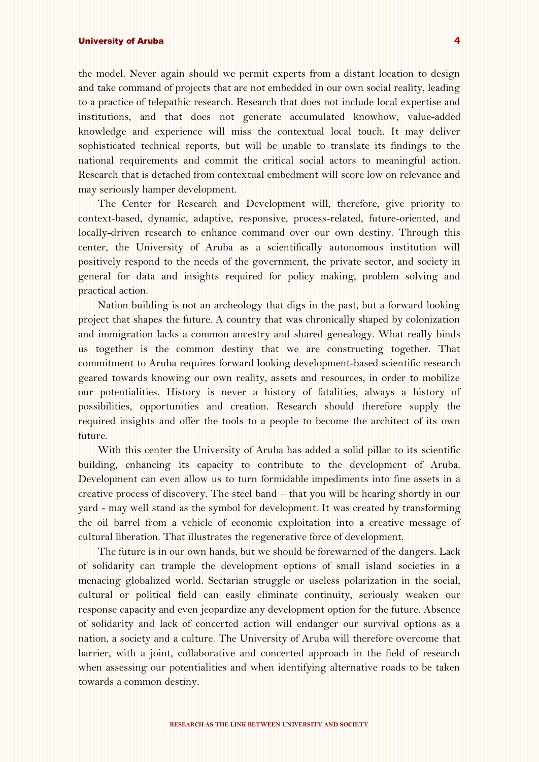the model. Never again should we permit experts from a distant location to design and take command of projects that are not embedded in our own social reality, leading to a practice of telepathic research. Research that does not include local expertise and institutions, and that does not generate accumulated knowhow, value-added knowledge and experience will miss the contextual local touch. It may deliver sophisticated technical reports, but will be unable to translate its findings to the national requirements and commit the critical social actors to meaningful action. Research that is detached from contextual embedment will score low on relevance and may seriously hamper development.

The Center for Research and Development will, therefore, give priority to context-based, dynamic, adaptive, responsive, process-related, future-oriented, and locally-driven research to enhance command over our own destiny. Through this center, the University of Aruba as a scientifically autonomous institution will positively respond to the needs of the government, the private sector, and society in general for data and insights required for policy making, problem solving and practical action.

Nation building is not an archeology that digs in the past, but a forward looking project that shapes the future. A country that was chronically shaped by colonization and immigration lacks a common ancestry and shared genealogy. What really binds us together is the common destiny that we are constructing together. That commitment to Aruba requires forward looking development-based scientific research geared towards knowing our own reality, assets and resources, in order to mobilize our potentialities. History is never a history of fatalities, always a history of possibilities, opportunities and creation. Research should therefore supply the required insights and offer the tools to a people to become the architect of its own future.

With this center the University of Aruba has added a solid pillar to its scientific building, enhancing its capacity to contribute to the development of Aruba. Development can even allow us to turn formidable impediments into fine assets in a creative process of discovery. The steel band – that you will be hearing shortly in our yard - may well stand as the symbol for development. It was created by transforming the oil barrel from a vehicle of economic exploitation into a creative message of cultural liberation. That illustrates the regenerative force of development.

The future is in our own hands, but we should be forewarned of the dangers. Lack of solidarity can trample the development options of small island societies in a menacing globalized world. Sectarian struggle or useless polarization in the social, cultural or political field can easily eliminate continuity, seriously weaken our response capacity and even jeopardize any development option for the future. Absence of solidarity and lack of concerted action will endanger our survival options as a nation, a society and a culture. The University of Aruba will therefore overcome that barrier, with a joint, collaborative and concerted approach in the field of research when assessing our potentialities and when identifying alternative roads to be taken towards a common destiny.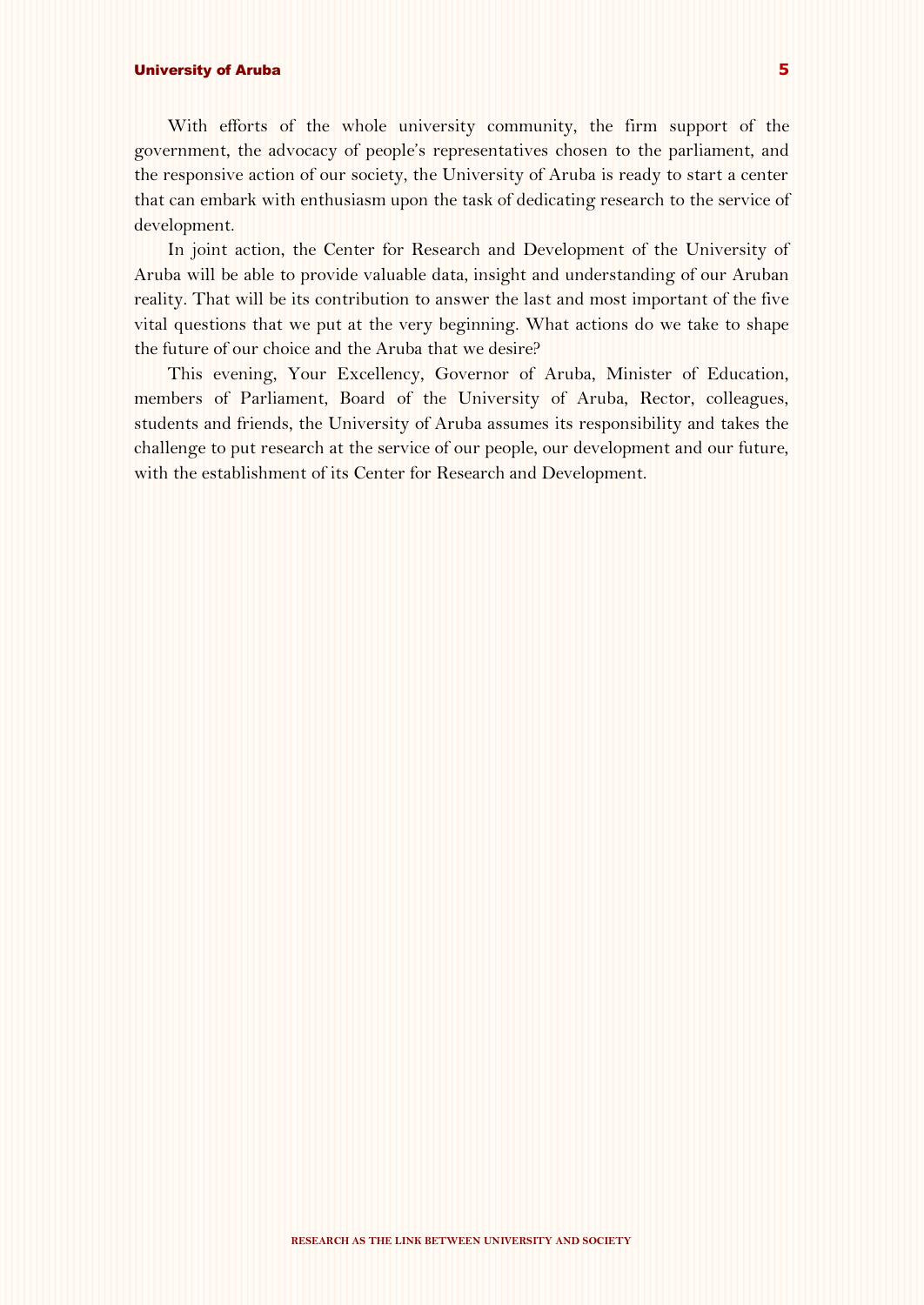With efforts of the whole university community, the firm support of the government, the advocacy of people's representatives chosen to the parliament, and the responsive action of our society, the University of Aruba is ready to start a center that can embark with enthusiasm upon the task of dedicating research to the service of development.

In joint action, the Center for Research and Development of the University of Aruba will be able to provide valuable data, insight and understanding of our Aruban reality. That will be its contribution to answer the last and most important of the five vital questions that we put at the very beginning. What actions do we take to shape the future of our choice and the Aruba that we desire?

This evening, Your Excellency, Governor of Aruba, Minister of Education, members of Parliament, Board of the University of Aruba, Rector, colleagues, students and friends, the University of Aruba assumes its responsibility and takes the challenge to put research at the service of our people, our development and our future, with the establishment of its Center for Research and Development.